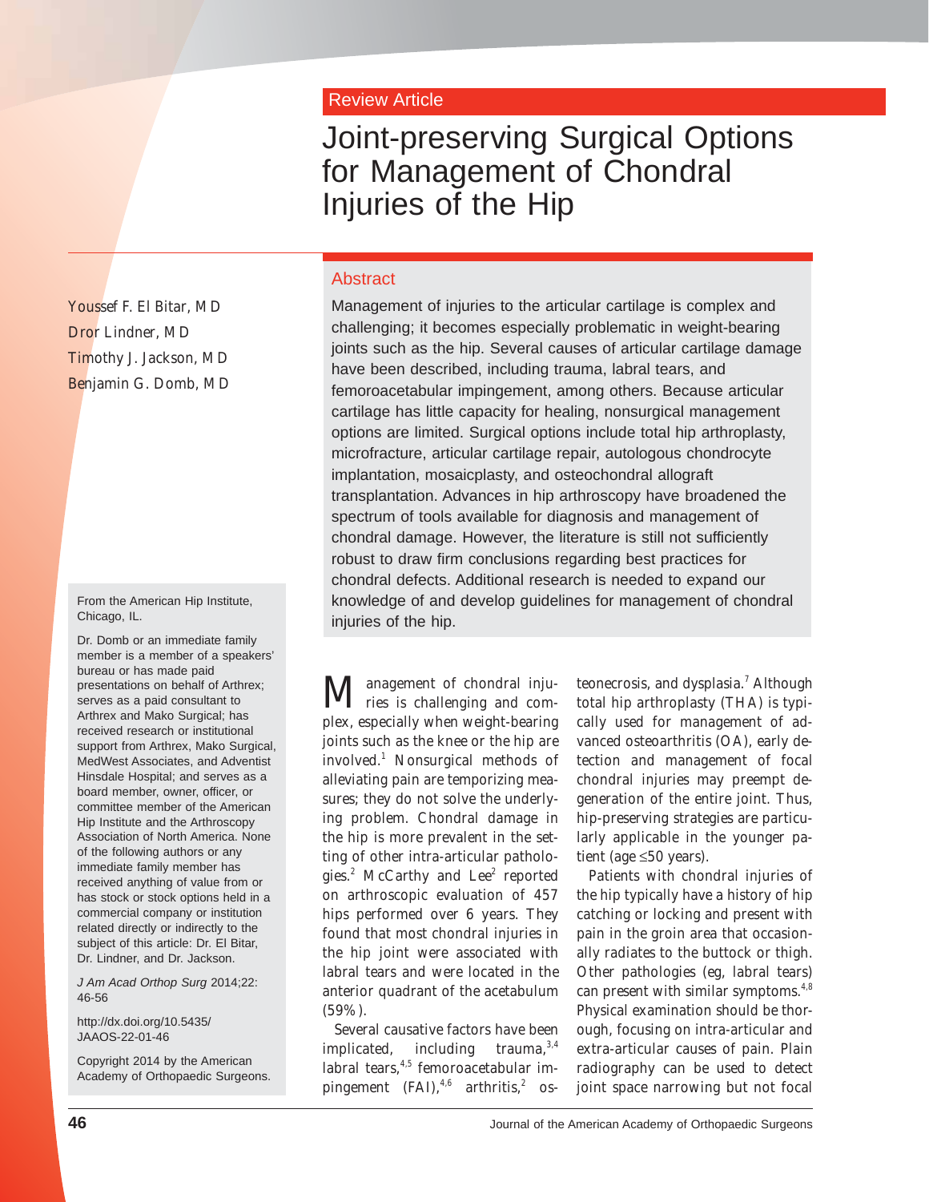Review Article

# Joint-preserving Surgical Options for Management of Chondral Injuries of the Hip

Youssef F. El Bitar, MD
Dror Lindner, MD
Timothy J. Jackson, MD
Benjamin G. Domb, MD

## Abstract

Management of injuries to the articular cartilage is complex and challenging; it becomes especially problematic in weight-bearing joints such as the hip. Several causes of articular cartilage damage have been described, including trauma, labral tears, and femoroacetabular impingement, among others. Because articular cartilage has little capacity for healing, nonsurgical management options are limited. Surgical options include total hip arthroplasty, microfracture, articular cartilage repair, autologous chondrocyte implantation, mosaicplasty, and osteochondral allograft transplantation. Advances in hip arthroscopy have broadened the spectrum of tools available for diagnosis and management of chondral damage. However, the literature is still not sufficiently robust to draw firm conclusions regarding best practices for chondral defects. Additional research is needed to expand our knowledge of and develop guidelines for management of chondral injuries of the hip.

From the American Hip Institute, Chicago, IL.

Dr. Domb or an immediate family member is a member of a speakers' bureau or has made paid presentations on behalf of Arthrex; serves as a paid consultant to Arthrex and Mako Surgical; has received research or institutional support from Arthrex, Mako Surgical, MedWest Associates, and Adventist Hinsdale Hospital; and serves as a board member, owner, officer, or committee member of the American Hip Institute and the Arthroscopy Association of North America. None of the following authors or any immediate family member has received anything of value from or has stock or stock options held in a commercial company or institution related directly or indirectly to the subject of this article: Dr. El Bitar, Dr. Lindner, and Dr. Jackson.

*J Am Acad Orthop Surg* 2014;22: 46-56

http://dx.doi.org/10.5435/JAAOS-22-01-46

Copyright 2014 by the American Academy of Orthopaedic Surgeons.

Management of chondral injuries is challenging and complex, especially when weight-bearing joints such as the knee or the hip are involved.[1] Nonsurgical methods of alleviating pain are temporizing measures; they do not solve the underlying problem. Chondral damage in the hip is more prevalent in the setting of other intra-articular pathologies.[2] McCarthy and Lee[2] reported on arthroscopic evaluation of 457 hips performed over 6 years. They found that most chondral injuries in the hip joint were associated with labral tears and were located in the anterior quadrant of the acetabulum (59%).

Several causative factors have been implicated, including trauma,[3,4] labral tears,[4,5] femoroacetabular impingement (FAI),[4,6] arthritis,[2] osteonecrosis, and dysplasia.[7] Although total hip arthroplasty (THA) is typically used for management of advanced osteoarthritis (OA), early detection and management of focal chondral injuries may preempt degeneration of the entire joint. Thus, hip-preserving strategies are particularly applicable in the younger patient (age ≤50 years).

Patients with chondral injuries of the hip typically have a history of hip catching or locking and present with pain in the groin area that occasionally radiates to the buttock or thigh. Other pathologies (eg, labral tears) can present with similar symptoms.[4,8] Physical examination should be thorough, focusing on intra-articular and extra-articular causes of pain. Plain radiography can be used to detect joint space narrowing but not focal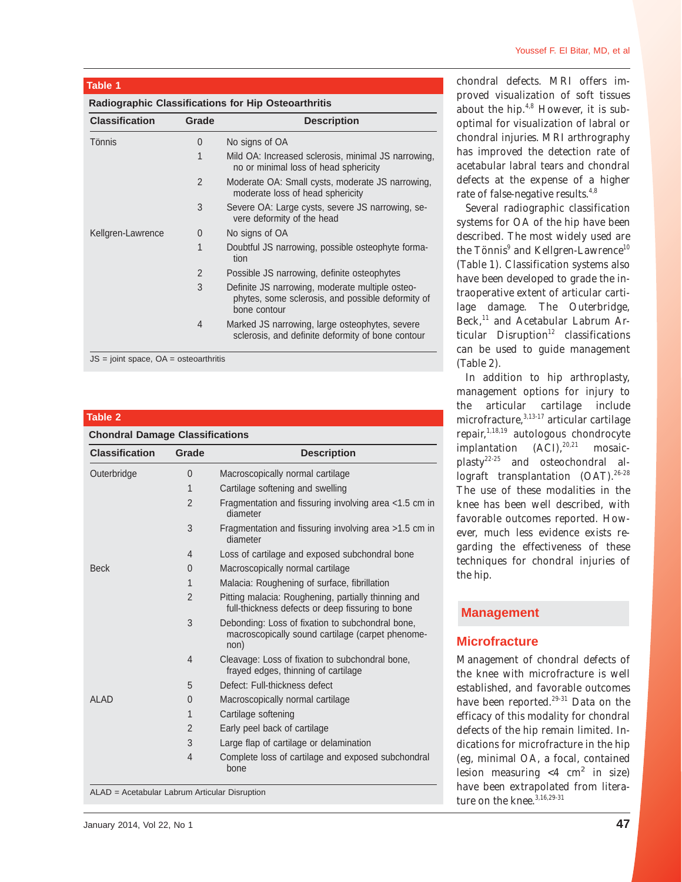**Table 1**

**Radiographic Classifications for Hip Osteoarthritis**

| Classification | Grade | Description |
|---|---|---|
| Tönnis | 0 | No signs of OA |
| | 1 | Mild OA: Increased sclerosis, minimal JS narrowing, no or minimal loss of head sphericity |
| | 2 | Moderate OA: Small cysts, moderate JS narrowing, moderate loss of head sphericity |
| | 3 | Severe OA: Large cysts, severe JS narrowing, severe deformity of the head |
| Kellgren-Lawrence | 0 | No signs of OA |
| | 1 | Doubtful JS narrowing, possible osteophyte formation |
| | 2 | Possible JS narrowing, definite osteophytes |
| | 3 | Definite JS narrowing, moderate multiple osteophytes, some sclerosis, and possible deformity of bone contour |
| | 4 | Marked JS narrowing, large osteophytes, severe sclerosis, and definite deformity of bone contour |

JS = joint space, OA = osteoarthritis

**Table 2**

**Chondral Damage Classifications**

| Classification | Grade | Description |
|---|---|---|
| Outerbridge | 0 | Macroscopically normal cartilage |
| | 1 | Cartilage softening and swelling |
| | 2 | Fragmentation and fissuring involving area <1.5 cm in diameter |
| | 3 | Fragmentation and fissuring involving area >1.5 cm in diameter |
| | 4 | Loss of cartilage and exposed subchondral bone |
| Beck | 0 | Macroscopically normal cartilage |
| | 1 | Malacia: Roughening of surface, fibrillation |
| | 2 | Pitting malacia: Roughening, partially thinning and full-thickness defects or deep fissuring to bone |
| | 3 | Debonding: Loss of fixation to subchondral bone, macroscopically sound cartilage (carpet phenomenon) |
| | 4 | Cleavage: Loss of fixation to subchondral bone, frayed edges, thinning of cartilage |
| | 5 | Defect: Full-thickness defect |
| ALAD | 0 | Macroscopically normal cartilage |
| | 1 | Cartilage softening |
| | 2 | Early peel back of cartilage |
| | 3 | Large flap of cartilage or delamination |
| | 4 | Complete loss of cartilage and exposed subchondral bone |

ALAD = Acetabular Labrum Articular Disruption

chondral defects. MRI offers improved visualization of soft tissues about the hip.[4,8] However, it is suboptimal for visualization of labral or chondral injuries. MRI arthrography has improved the detection rate of acetabular labral tears and chondral defects at the expense of a higher rate of false-negative results.[4,8]

Several radiographic classification systems for OA of the hip have been described. The most widely used are the Tönnis[9] and Kellgren-Lawrence[10] (Table 1). Classification systems also have been developed to grade the intraoperative extent of articular cartilage damage. The Outerbridge, Beck,[11] and Acetabular Labrum Articular Disruption[12] classifications can be used to guide management (Table 2).

In addition to hip arthroplasty, management options for injury to the articular cartilage include microfracture,[3,13-17] articular cartilage repair,[1,18,19] autologous chondrocyte implantation (ACI),[20,21] mosaicplasty[22-25] and osteochondral allograft transplantation (OAT).[26-28] The use of these modalities in the knee has been well described, with favorable outcomes reported. However, much less evidence exists regarding the effectiveness of these techniques for chondral injuries of the hip.

## Management

### Microfracture

Management of chondral defects of the knee with microfracture is well established, and favorable outcomes have been reported.[29-31] Data on the efficacy of this modality for chondral defects of the hip remain limited. Indications for microfracture in the hip (eg, minimal OA, a focal, contained lesion measuring <4 $cm^2$ in size) have been extrapolated from literature on the knee.[3,16,29-31]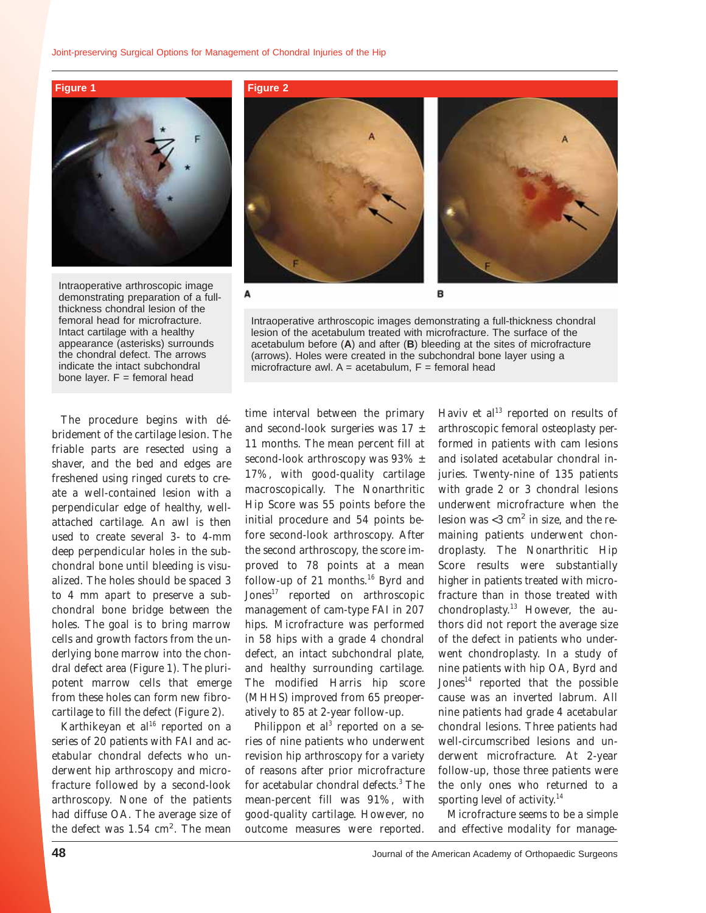**Figure 1**

Intraoperative arthroscopic image demonstrating preparation of a full-thickness chondral lesion of the femoral head for microfracture. Intact cartilage with a healthy appearance (asterisks) surrounds the chondral defect. The arrows indicate the intact subchondral bone layer. F = femoral head

**Figure 2**

Intraoperative arthroscopic images demonstrating a full-thickness chondral lesion of the acetabulum treated with microfracture. The surface of the acetabulum before (**A**) and after (**B**) bleeding at the sites of microfracture (arrows). Holes were created in the subchondral bone layer using a microfracture awl. A = acetabulum, F = femoral head

The procedure begins with débridement of the cartilage lesion. The friable parts are resected using a shaver, and the bed and edges are freshened using ringed curets to create a well-contained lesion with a perpendicular edge of healthy, well-attached cartilage. An awl is then used to create several 3- to 4-mm deep perpendicular holes in the subchondral bone until bleeding is visualized. The holes should be spaced 3 to 4 mm apart to preserve a subchondral bone bridge between the holes. The goal is to bring marrow cells and growth factors from the underlying bone marrow into the chondral defect area (Figure 1). The pluripotent marrow cells that emerge from these holes can form new fibrocartilage to fill the defect (Figure 2).

Karthikeyan et al[16] reported on a series of 20 patients with FAI and acetabular chondral defects who underwent hip arthroscopy and microfracture followed by a second-look arthroscopy. None of the patients had diffuse OA. The average size of the defect was 1.54 $cm^2$. The mean time interval between the primary and second-look surgeries was 17 ± 11 months. The mean percent fill at second-look arthroscopy was 93% ± 17%, with good-quality cartilage macroscopically. The Nonarthritic Hip Score was 55 points before the initial procedure and 54 points before second-look arthroscopy. After the second arthroscopy, the score improved to 78 points at a mean follow-up of 21 months.[16] Byrd and Jones[17] reported on arthroscopic management of cam-type FAI in 207 hips. Microfracture was performed in 58 hips with a grade 4 chondral defect, an intact subchondral plate, and healthy surrounding cartilage. The modified Harris hip score (MHHS) improved from 65 preoperatively to 85 at 2-year follow-up.

Philippon et al[3] reported on a series of nine patients who underwent revision hip arthroscopy for a variety of reasons after prior microfracture for acetabular chondral defects.[3] The mean-percent fill was 91%, with good-quality cartilage. However, no outcome measures were reported. Haviv et al[13] reported on results of arthroscopic femoral osteoplasty performed in patients with cam lesions and isolated acetabular chondral injuries. Twenty-nine of 135 patients with grade 2 or 3 chondral lesions underwent microfracture when the lesion was <3 $cm^2$ in size, and the remaining patients underwent chondroplasty. The Nonarthritic Hip Score results were substantially higher in patients treated with microfracture than in those treated with chondroplasty.[13] However, the authors did not report the average size of the defect in patients who underwent chondroplasty. In a study of nine patients with hip OA, Byrd and Jones[14] reported that the possible cause was an inverted labrum. All nine patients had grade 4 acetabular chondral lesions. Three patients had well-circumscribed lesions and underwent microfracture. At 2-year follow-up, those three patients were the only ones who returned to a sporting level of activity.[14]

Microfracture seems to be a simple and effective modality for manage-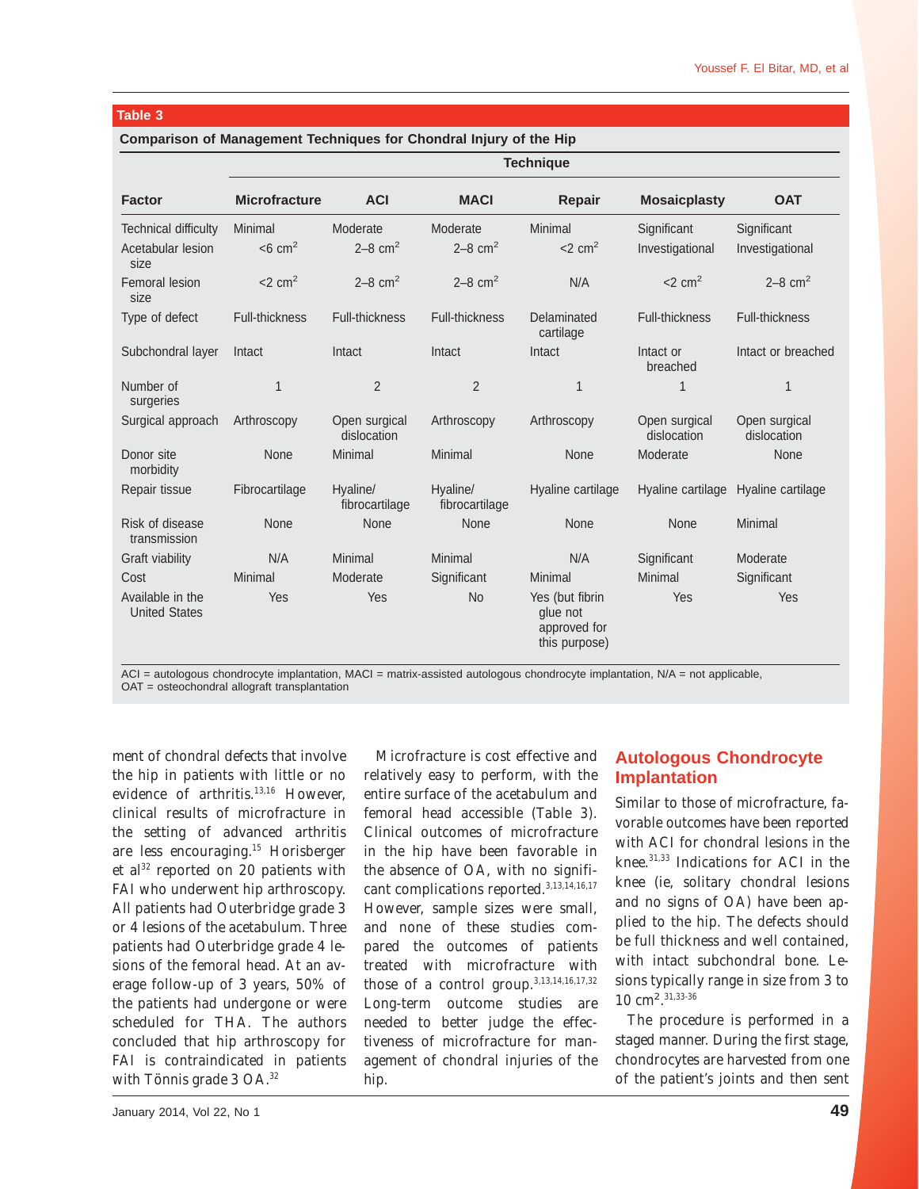**Table 3**

**Comparison of Management Techniques for Chondral Injury of the Hip**

| Factor | Technique | | | | | |
|---|---|---|---|---|---|---|
| | Microfracture | ACI | MACI | Repair | Mosaicplasty | OAT |
| Technical difficulty | Minimal | Moderate | Moderate | Minimal | Significant | Significant |
| Acetabular lesion size | <6 $cm^2$ | 2–8 $cm^2$ | 2–8 $cm^2$ | <2 $cm^2$ | Investigational | Investigational |
| Femoral lesion size | <2 $cm^2$ | 2–8 $cm^2$ | 2–8 $cm^2$ | N/A | <2 $cm^2$ | 2–8 $cm^2$ |
| Type of defect | Full-thickness | Full-thickness | Full-thickness | Delaminated cartilage | Full-thickness | Full-thickness |
| Subchondral layer | Intact | Intact | Intact | Intact | Intact or breached | Intact or breached |
| Number of surgeries | 1 | 2 | 2 | 1 | 1 | 1 |
| Surgical approach | Arthroscopy | Open surgical dislocation | Arthroscopy | Arthroscopy | Open surgical dislocation | Open surgical dislocation |
| Donor site morbidity | None | Minimal | Minimal | None | Moderate | None |
| Repair tissue | Fibrocartilage | Hyaline/ fibrocartilage | Hyaline/ fibrocartilage | Hyaline cartilage | Hyaline cartilage | Hyaline cartilage |
| Risk of disease transmission | None | None | None | None | None | Minimal |
| Graft viability | N/A | Minimal | Minimal | N/A | Significant | Moderate |
| Cost | Minimal | Moderate | Significant | Minimal | Minimal | Significant |
| Available in the United States | Yes | Yes | No | Yes (but fibrin glue not approved for this purpose) | Yes | Yes |

ACI = autologous chondrocyte implantation, MACI = matrix-assisted autologous chondrocyte implantation, N/A = not applicable, OAT = osteochondral allograft transplantation

ment of chondral defects that involve the hip in patients with little or no evidence of arthritis.[13,16] However, clinical results of microfracture in the setting of advanced arthritis are less encouraging.[15] Horisberger et al[32] reported on 20 patients with FAI who underwent hip arthroscopy. All patients had Outerbridge grade 3 or 4 lesions of the acetabulum. Three patients had Outerbridge grade 4 lesions of the femoral head. At an average follow-up of 3 years, 50% of the patients had undergone or were scheduled for THA. The authors concluded that hip arthroscopy for FAI is contraindicated in patients with Tönnis grade 3 OA.[32]

Microfracture is cost effective and relatively easy to perform, with the entire surface of the acetabulum and femoral head accessible (Table 3). Clinical outcomes of microfracture in the hip have been favorable in the absence of OA, with no significant complications reported.[3,13,14,16,17] However, sample sizes were small, and none of these studies compared the outcomes of patients treated with microfracture with those of a control group.[3,13,14,16,17,32] Long-term outcome studies are needed to better judge the effectiveness of microfracture for management of chondral injuries of the hip.

## Autologous Chondrocyte Implantation

Similar to those of microfracture, favorable outcomes have been reported with ACI for chondral lesions in the knee.[31,33] Indications for ACI in the knee (ie, solitary chondral lesions and no signs of OA) have been applied to the hip. The defects should be full thickness and well contained, with intact subchondral bone. Lesions typically range in size from 3 to 10 $cm^2$.[31,33-36]

The procedure is performed in a staged manner. During the first stage, chondrocytes are harvested from one of the patient's joints and then sent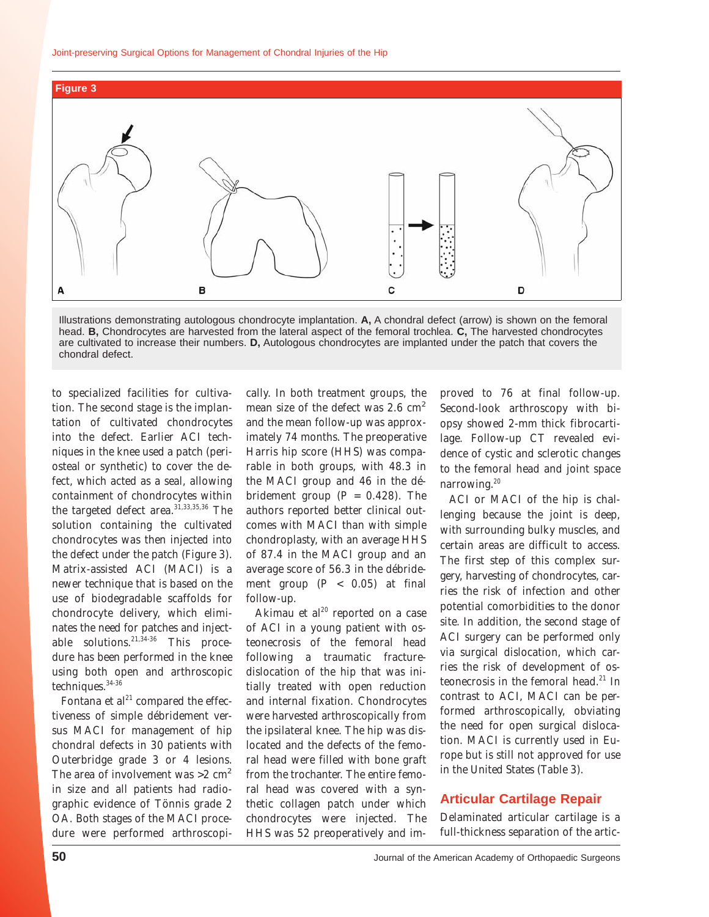**Figure 3**

Illustrations demonstrating autologous chondrocyte implantation. **A,** A chondral defect (arrow) is shown on the femoral head. **B,** Chondrocytes are harvested from the lateral aspect of the femoral trochlea. **C,** The harvested chondrocytes are cultivated to increase their numbers. **D,** Autologous chondrocytes are implanted under the patch that covers the chondral defect.

to specialized facilities for cultivation. The second stage is the implantation of cultivated chondrocytes into the defect. Earlier ACI techniques in the knee used a patch (periosteal or synthetic) to cover the defect, which acted as a seal, allowing containment of chondrocytes within the targeted defect area.[31,33,35,36] The solution containing the cultivated chondrocytes was then injected into the defect under the patch (Figure 3). Matrix-assisted ACI (MACI) is a newer technique that is based on the use of biodegradable scaffolds for chondrocyte delivery, which eliminates the need for patches and injectable solutions.[21,34-36] This procedure has been performed in the knee using both open and arthroscopic techniques.[34-36]

Fontana et al[21] compared the effectiveness of simple débridement versus MACI for management of hip chondral defects in 30 patients with Outerbridge grade 3 or 4 lesions. The area of involvement was >2 cm$^2$ in size and all patients had radiographic evidence of Tönnis grade 2 OA. Both stages of the MACI procedure were performed arthroscopically. In both treatment groups, the mean size of the defect was 2.6 cm$^2$ and the mean follow-up was approximately 74 months. The preoperative Harris hip score (HHS) was comparable in both groups, with 48.3 in the MACI group and 46 in the débridement group ($P = 0.428$). The authors reported better clinical outcomes with MACI than with simple chondroplasty, with an average HHS of 87.4 in the MACI group and an average score of 56.3 in the débridement group ($P < 0.05$) at final follow-up.

Akimau et al[20] reported on a case of ACI in a young patient with osteonecrosis of the femoral head following a traumatic fracture-dislocation of the hip that was initially treated with open reduction and internal fixation. Chondrocytes were harvested arthroscopically from the ipsilateral knee. The hip was dislocated and the defects of the femoral head were filled with bone graft from the trochanter. The entire femoral head was covered with a synthetic collagen patch under which chondrocytes were injected. The HHS was 52 preoperatively and improved to 76 at final follow-up. Second-look arthroscopy with biopsy showed 2-mm thick fibrocartilage. Follow-up CT revealed evidence of cystic and sclerotic changes to the femoral head and joint space narrowing.[20]

ACI or MACI of the hip is challenging because the joint is deep, with surrounding bulky muscles, and certain areas are difficult to access. The first step of this complex surgery, harvesting of chondrocytes, carries the risk of infection and other potential comorbidities to the donor site. In addition, the second stage of ACI surgery can be performed only via surgical dislocation, which carries the risk of development of osteonecrosis in the femoral head.[21] In contrast to ACI, MACI can be performed arthroscopically, obviating the need for open surgical dislocation. MACI is currently used in Europe but is still not approved for use in the United States (Table 3).

## Articular Cartilage Repair

Delaminated articular cartilage is a full-thickness separation of the artic-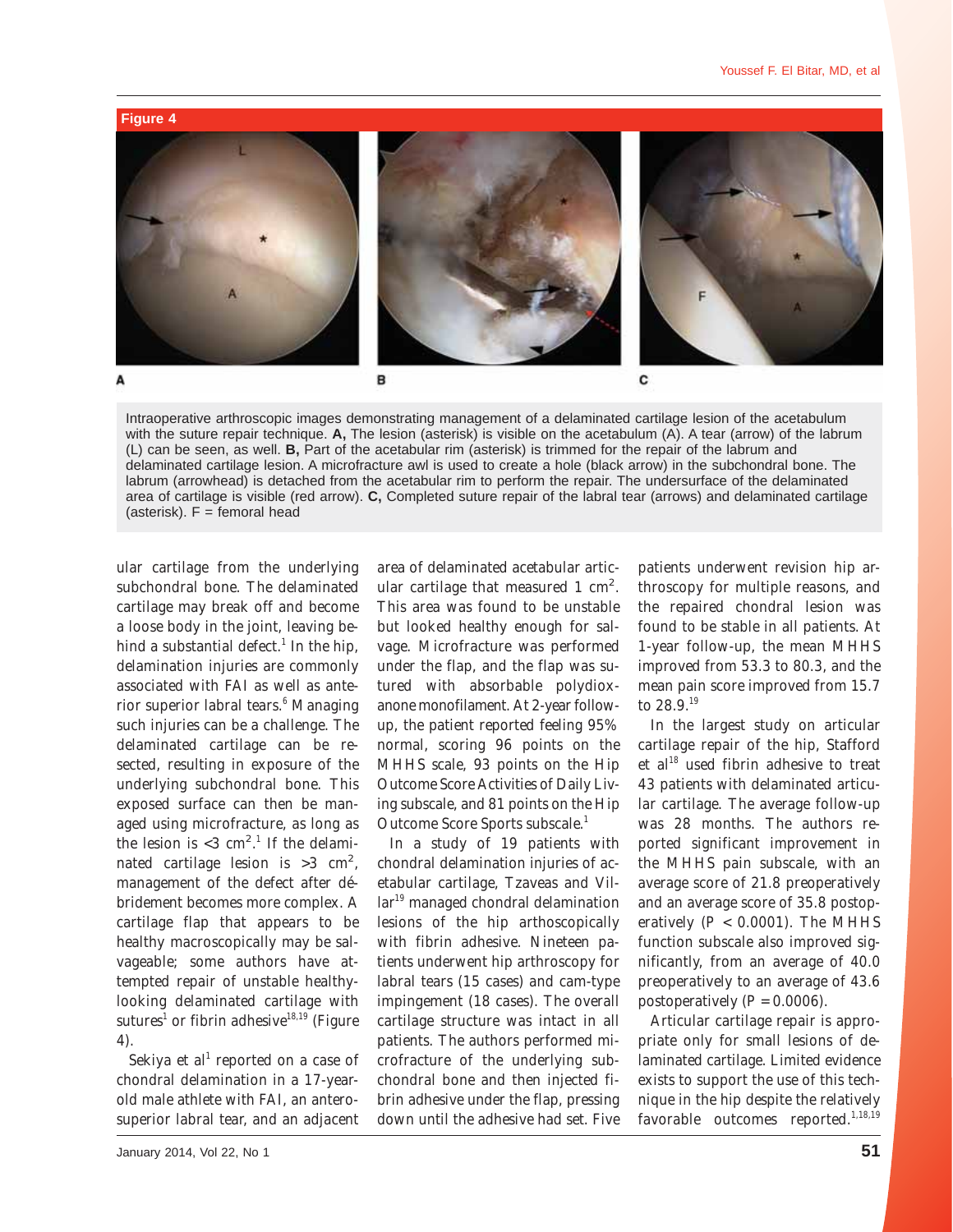**Figure 4**

A B C

Intraoperative arthroscopic images demonstrating management of a delaminated cartilage lesion of the acetabulum with the suture repair technique. **A,** The lesion (asterisk) is visible on the acetabulum (A). A tear (arrow) of the labrum (L) can be seen, as well. **B,** Part of the acetabular rim (asterisk) is trimmed for the repair of the labrum and delaminated cartilage lesion. A microfracture awl is used to create a hole (black arrow) in the subchondral bone. The labrum (arrowhead) is detached from the acetabular rim to perform the repair. The undersurface of the delaminated area of cartilage is visible (red arrow). **C,** Completed suture repair of the labral tear (arrows) and delaminated cartilage (asterisk). F = femoral head

ular cartilage from the underlying subchondral bone. The delaminated cartilage may break off and become a loose body in the joint, leaving behind a substantial defect.[1] In the hip, delamination injuries are commonly associated with FAI as well as anterior superior labral tears.[6] Managing such injuries can be a challenge. The delaminated cartilage can be resected, resulting in exposure of the underlying subchondral bone. This exposed surface can then be managed using microfracture, as long as the lesion is <3 $cm^2$.[1] If the delaminated cartilage lesion is >3 $cm^2$, management of the defect after débridement becomes more complex. A cartilage flap that appears to be healthy macroscopically may be salvageable; some authors have attempted repair of unstable healthy-looking delaminated cartilage with sutures[1] or fibrin adhesive[18,19] (Figure 4).

Sekiya et al[1] reported on a case of chondral delamination in a 17-year-old male athlete with FAI, an anterosuperior labral tear, and an adjacent area of delaminated acetabular articular cartilage that measured 1 $cm^2$. This area was found to be unstable but looked healthy enough for salvage. Microfracture was performed under the flap, and the flap was sutured with absorbable polydioxanone monofilament. At 2-year follow-up, the patient reported feeling 95% normal, scoring 96 points on the MHHS scale, 93 points on the Hip Outcome Score Activities of Daily Living subscale, and 81 points on the Hip Outcome Score Sports subscale.[1]

In a study of 19 patients with chondral delamination injuries of acetabular cartilage, Tzaveas and Villar[19] managed chondral delamination lesions of the hip arthroscopically with fibrin adhesive. Nineteen patients underwent hip arthroscopy for labral tears (15 cases) and cam-type impingement (18 cases). The overall cartilage structure was intact in all patients. The authors performed microfracture of the underlying subchondral bone and then injected fibrin adhesive under the flap, pressing down until the adhesive had set. Five patients underwent revision hip arthroscopy for multiple reasons, and the repaired chondral lesion was found to be stable in all patients. At 1-year follow-up, the mean MHHS improved from 53.3 to 80.3, and the mean pain score improved from 15.7 to 28.9.[19]

In the largest study on articular cartilage repair of the hip, Stafford et al[18] used fibrin adhesive to treat 43 patients with delaminated articular cartilage. The average follow-up was 28 months. The authors reported significant improvement in the MHHS pain subscale, with an average score of 21.8 preoperatively and an average score of 35.8 postoperatively ($P < 0.0001$). The MHHS function subscale also improved significantly, from an average of 40.0 preoperatively to an average of 43.6 postoperatively ($P = 0.0006$).

Articular cartilage repair is appropriate only for small lesions of delaminated cartilage. Limited evidence exists to support the use of this technique in the hip despite the relatively favorable outcomes reported.[1,18,19]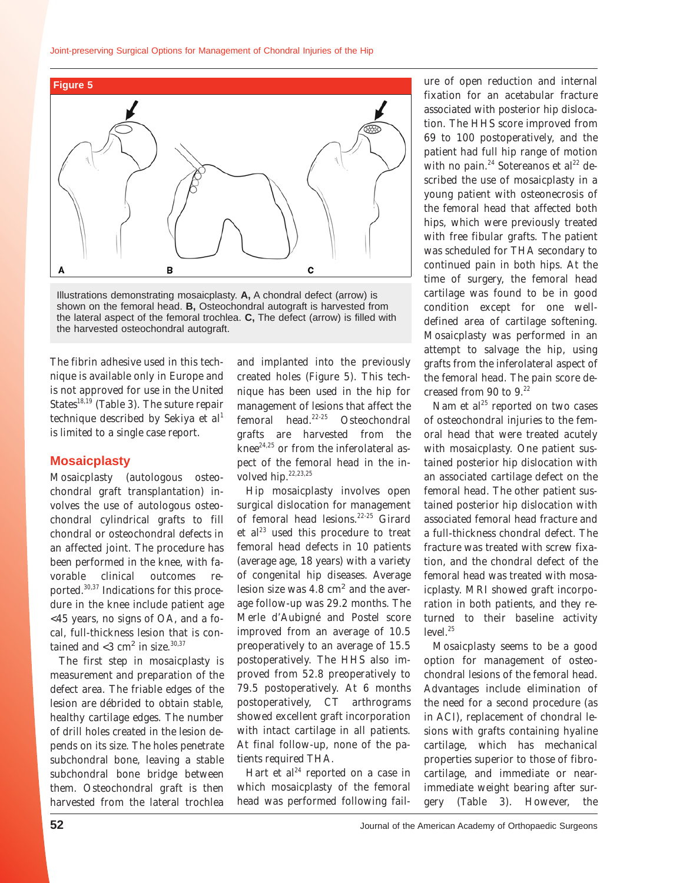**Figure 5**

Illustrations demonstrating mosaicplasty. **A,** A chondral defect (arrow) is shown on the femoral head. **B,** Osteochondral autograft is harvested from the lateral aspect of the femoral trochlea. **C,** The defect (arrow) is filled with the harvested osteochondral autograft.

The fibrin adhesive used in this technique is available only in Europe and is not approved for use in the United States[18,19] (Table 3). The suture repair technique described by Sekiya et al[1] is limited to a single case report.

## Mosaicplasty

Mosaicplasty (autologous osteochondral graft transplantation) involves the use of autologous osteochondral cylindrical grafts to fill chondral or osteochondral defects in an affected joint. The procedure has been performed in the knee, with favorable clinical outcomes reported.[30,37] Indications for this procedure in the knee include patient age <45 years, no signs of OA, and a focal, full-thickness lesion that is contained and <3 $cm^2$ in size.[30,37]

The first step in mosaicplasty is measurement and preparation of the defect area. The friable edges of the lesion are débrided to obtain stable, healthy cartilage edges. The number of drill holes created in the lesion depends on its size. The holes penetrate subchondral bone, leaving a stable subchondral bone bridge between them. Osteochondral graft is then harvested from the lateral trochlea and implanted into the previously created holes (Figure 5). This technique has been used in the hip for management of lesions that affect the femoral head.[22-25] Osteochondral grafts are harvested from the knee[24,25] or from the inferolateral aspect of the femoral head in the involved hip.[22,23,25]

Hip mosaicplasty involves open surgical dislocation for management of femoral head lesions.[22-25] Girard et al[23] used this procedure to treat femoral head defects in 10 patients (average age, 18 years) with a variety of congenital hip diseases. Average lesion size was 4.8 $cm^2$ and the average follow-up was 29.2 months. The Merle d'Aubigné and Postel score improved from an average of 10.5 preoperatively to an average of 15.5 postoperatively. The HHS also improved from 52.8 preoperatively to 79.5 postoperatively. At 6 months postoperatively, CT arthrograms showed excellent graft incorporation with intact cartilage in all patients. At final follow-up, none of the patients required THA.

Hart et al[24] reported on a case in which mosaicplasty of the femoral head was performed following failure of open reduction and internal fixation for an acetabular fracture associated with posterior hip dislocation. The HHS score improved from 69 to 100 postoperatively, and the patient had full hip range of motion with no pain.[24] Sotereanos et al[22] described the use of mosaicplasty in a young patient with osteonecrosis of the femoral head that affected both hips, which were previously treated with free fibular grafts. The patient was scheduled for THA secondary to continued pain in both hips. At the time of surgery, the femoral head cartilage was found to be in good condition except for one well-defined area of cartilage softening. Mosaicplasty was performed in an attempt to salvage the hip, using grafts from the inferolateral aspect of the femoral head. The pain score decreased from 90 to 9.[22]

Nam et al[25] reported on two cases of osteochondral injuries to the femoral head that were treated acutely with mosaicplasty. One patient sustained posterior hip dislocation with an associated cartilage defect on the femoral head. The other patient sustained posterior hip dislocation with associated femoral head fracture and a full-thickness chondral defect. The fracture was treated with screw fixation, and the chondral defect of the femoral head was treated with mosaicplasty. MRI showed graft incorporation in both patients, and they returned to their baseline activity level.[25]

Mosaicplasty seems to be a good option for management of osteochondral lesions of the femoral head. Advantages include elimination of the need for a second procedure (as in ACI), replacement of chondral lesions with grafts containing hyaline cartilage, which has mechanical properties superior to those of fibrocartilage, and immediate or near-immediate weight bearing after surgery (Table 3). However, the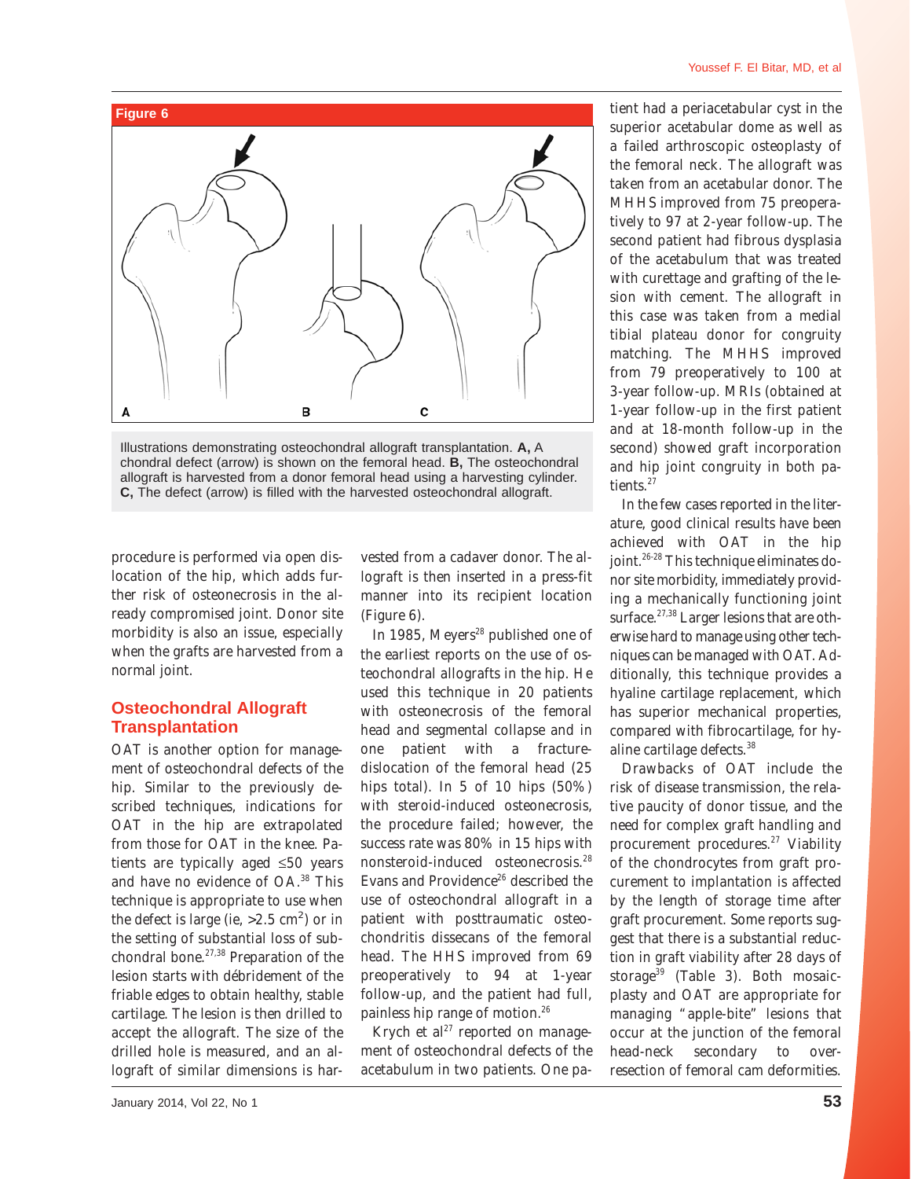**Figure 6**

A B C

Illustrations demonstrating osteochondral allograft transplantation. **A,** A chondral defect (arrow) is shown on the femoral head. **B,** The osteochondral allograft is harvested from a donor femoral head using a harvesting cylinder. **C,** The defect (arrow) is filled with the harvested osteochondral allograft.

procedure is performed via open dislocation of the hip, which adds further risk of osteonecrosis in the already compromised joint. Donor site morbidity is also an issue, especially when the grafts are harvested from a normal joint.

## Osteochondral Allograft Transplantation

OAT is another option for management of osteochondral defects of the hip. Similar to the previously described techniques, indications for OAT in the hip are extrapolated from those for OAT in the knee. Patients are typically aged ≤50 years and have no evidence of OA.[38] This technique is appropriate to use when the defect is large (ie, >2.5 $cm^2$) or in the setting of substantial loss of subchondral bone.[27,38] Preparation of the lesion starts with débridement of the friable edges to obtain healthy, stable cartilage. The lesion is then drilled to accept the allograft. The size of the drilled hole is measured, and an allograft of similar dimensions is harvested from a cadaver donor. The allograft is then inserted in a press-fit manner into its recipient location (Figure 6).

In 1985, Meyers[28] published one of the earliest reports on the use of osteochondral allografts in the hip. He used this technique in 20 patients with osteonecrosis of the femoral head and segmental collapse and in one patient with a fracture-dislocation of the femoral head (25 hips total). In 5 of 10 hips (50%) with steroid-induced osteonecrosis, the procedure failed; however, the success rate was 80% in 15 hips with nonsteroid-induced osteonecrosis.[28] Evans and Providence[26] described the use of osteochondral allograft in a patient with posttraumatic osteochondritis dissecans of the femoral head. The HHS improved from 69 preoperatively to 94 at 1-year follow-up, and the patient had full, painless hip range of motion.[26]

Krych et al[27] reported on management of osteochondral defects of the acetabulum in two patients. One patient had a periacetabular cyst in the superior acetabular dome as well as a failed arthroscopic osteoplasty of the femoral neck. The allograft was taken from an acetabular donor. The MHHS improved from 75 preoperatively to 97 at 2-year follow-up. The second patient had fibrous dysplasia of the acetabulum that was treated with curettage and grafting of the lesion with cement. The allograft in this case was taken from a medial tibial plateau donor for congruity matching. The MHHS improved from 79 preoperatively to 100 at 3-year follow-up. MRIs (obtained at 1-year follow-up in the first patient and at 18-month follow-up in the second) showed graft incorporation and hip joint congruity in both patients.[27]

In the few cases reported in the literature, good clinical results have been achieved with OAT in the hip joint.[26-28] This technique eliminates donor site morbidity, immediately providing a mechanically functioning joint surface.[27,38] Larger lesions that are otherwise hard to manage using other techniques can be managed with OAT. Additionally, this technique provides a hyaline cartilage replacement, which has superior mechanical properties, compared with fibrocartilage, for hyaline cartilage defects.[38]

Drawbacks of OAT include the risk of disease transmission, the relative paucity of donor tissue, and the need for complex graft handling and procurement procedures.[27] Viability of the chondrocytes from graft procurement to implantation is affected by the length of storage time after graft procurement. Some reports suggest that there is a substantial reduction in graft viability after 28 days of storage[39] (Table 3). Both mosaicplasty and OAT are appropriate for managing "apple-bite" lesions that occur at the junction of the femoral head-neck secondary to over-resection of femoral cam deformities.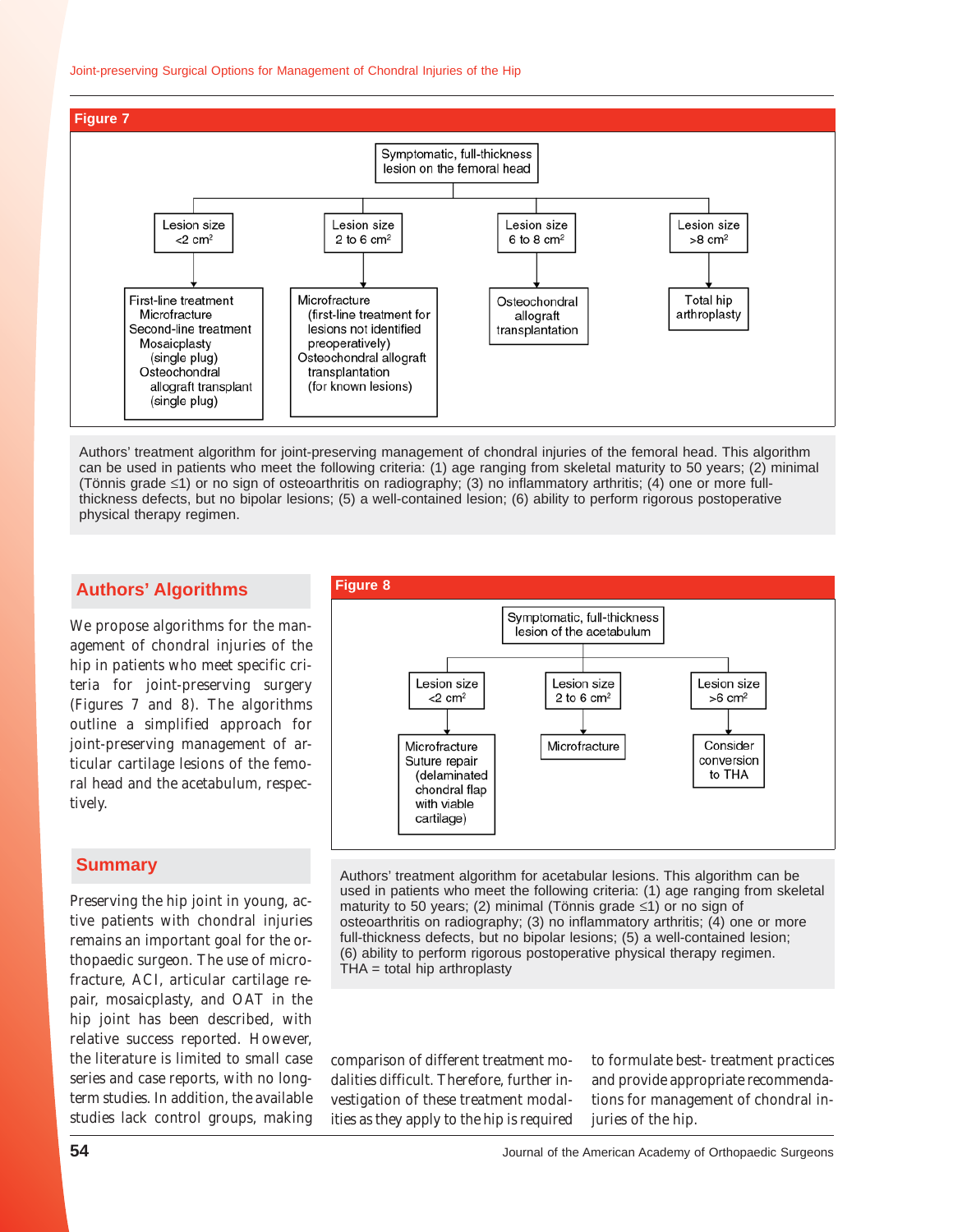## Figure 7

Symptomatic, full-thickness lesion on the femoral head

- Lesion size <2 cm²
  - First-line treatment
    - Microfracture
  - Second-line treatment
    - Mosaicplasty (single plug)
    - Osteochondral allograft transplant (single plug)
- Lesion size 2 to 6 cm²
  - Microfracture (first-line treatment for lesions not identified preoperatively)
  - Osteochondral allograft transplantation (for known lesions)
- Lesion size 6 to 8 cm²
  - Osteochondral allograft transplantation
- Lesion size >8 cm²
  - Total hip arthroplasty

Authors' treatment algorithm for joint-preserving management of chondral injuries of the femoral head. This algorithm can be used in patients who meet the following criteria: (1) age ranging from skeletal maturity to 50 years; (2) minimal (Tönnis grade ≤1) or no sign of osteoarthritis on radiography; (3) no inflammatory arthritis; (4) one or more full-thickness defects, but no bipolar lesions; (5) a well-contained lesion; (6) ability to perform rigorous postoperative physical therapy regimen.

## Authors' Algorithms

We propose algorithms for the management of chondral injuries of the hip in patients who meet specific criteria for joint-preserving surgery (Figures 7 and 8). The algorithms outline a simplified approach for joint-preserving management of articular cartilage lesions of the femoral head and the acetabulum, respectively.

## Figure 8

Symptomatic, full-thickness lesion of the acetabulum

- Lesion size <2 cm²
  - Microfracture
  - Suture repair (delaminated chondral flap with viable cartilage)
- Lesion size 2 to 6 cm²
  - Microfracture
- Lesion size >6 cm²
  - Consider conversion to THA

Authors' treatment algorithm for acetabular lesions. This algorithm can be used in patients who meet the following criteria: (1) age ranging from skeletal maturity to 50 years; (2) minimal (Tönnis grade ≤1) or no sign of osteoarthritis on radiography; (3) no inflammatory arthritis; (4) one or more full-thickness defects, but no bipolar lesions; (5) a well-contained lesion; (6) ability to perform rigorous postoperative physical therapy regimen.
THA = total hip arthroplasty

## Summary

Preserving the hip joint in young, active patients with chondral injuries remains an important goal for the orthopaedic surgeon. The use of microfracture, ACI, articular cartilage repair, mosaicplasty, and OAT in the hip joint has been described, with relative success reported. However, the literature is limited to small case series and case reports, with no long-term studies. In addition, the available studies lack control groups, making comparison of different treatment modalities difficult. Therefore, further investigation of these treatment modalities as they apply to the hip is required to formulate best- treatment practices and provide appropriate recommendations for management of chondral injuries of the hip.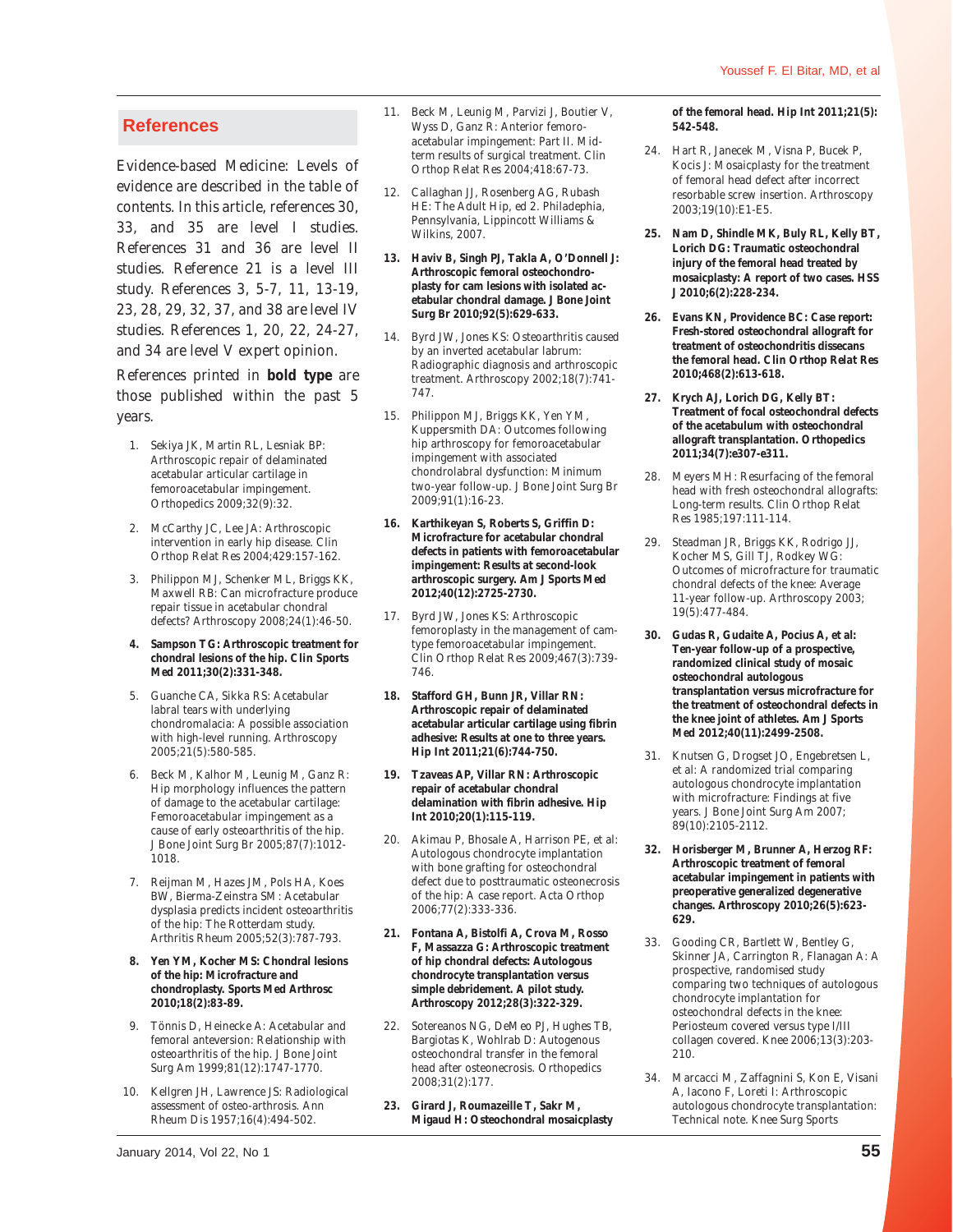## References

Evidence-based Medicine: Levels of evidence are described in the table of contents. In this article, references 30, 33, and 35 are level I studies. References 31 and 36 are level II studies. Reference 21 is a level III study. References 3, 5-7, 11, 13-19, 23, 28, 29, 32, 37, and 38 are level IV studies. References 1, 20, 22, 24-27, and 34 are level V expert opinion.

References printed in **bold type** are those published within the past 5 years.

1. Sekiya JK, Martin RL, Lesniak BP: Arthroscopic repair of delaminated acetabular articular cartilage in femoroacetabular impingement. Orthopedics 2009;32(9):32.
2. McCarthy JC, Lee JA: Arthroscopic intervention in early hip disease. Clin Orthop Relat Res 2004;429:157-162.
3. Philippon MJ, Schenker ML, Briggs KK, Maxwell RB: Can microfracture produce repair tissue in acetabular chondral defects? Arthroscopy 2008;24(1):46-50.
4. **Sampson TG: Arthroscopic treatment for chondral lesions of the hip. Clin Sports Med 2011;30(2):331-348.**
5. Guanche CA, Sikka RS: Acetabular labral tears with underlying chondromalacia: A possible association with high-level running. Arthroscopy 2005;21(5):580-585.
6. Beck M, Kalhor M, Leunig M, Ganz R: Hip morphology influences the pattern of damage to the acetabular cartilage: Femoroacetabular impingement as a cause of early osteoarthritis of the hip. J Bone Joint Surg Br 2005;87(7):1012-1018.
7. Reijman M, Hazes JM, Pols HA, Koes BW, Bierma-Zeinstra SM: Acetabular dysplasia predicts incident osteoarthritis of the hip: The Rotterdam study. Arthritis Rheum 2005;52(3):787-793.
8. **Yen YM, Kocher MS: Chondral lesions of the hip: Microfracture and chondroplasty. Sports Med Arthrosc 2010;18(2):83-89.**
9. Tönnis D, Heinecke A: Acetabular and femoral anteversion: Relationship with osteoarthritis of the hip. J Bone Joint Surg Am 1999;81(12):1747-1770.
10. Kellgren JH, Lawrence JS: Radiological assessment of osteo-arthrosis. Ann Rheum Dis 1957;16(4):494-502.
11. Beck M, Leunig M, Parvizi J, Boutier V, Wyss D, Ganz R: Anterior femoroacetabular impingement: Part II. Mid-term results of surgical treatment. Clin Orthop Relat Res 2004;418:67-73.
12. Callaghan JJ, Rosenberg AG, Rubash HE: The Adult Hip, ed 2. Philadephia, Pennsylvania, Lippincott Williams & Wilkins, 2007.
13. **Haviv B, Singh PJ, Takla A, O'Donnell J: Arthroscopic femoral osteochondroplasty for cam lesions with isolated acetabular chondral damage. J Bone Joint Surg Br 2010;92(5):629-633.**
14. Byrd JW, Jones KS: Osteoarthritis caused by an inverted acetabular labrum: Radiographic diagnosis and arthroscopic treatment. Arthroscopy 2002;18(7):741-747.
15. Philippon MJ, Briggs KK, Yen YM, Kuppersmith DA: Outcomes following hip arthroscopy for femoroacetabular impingement with associated chondrolabral dysfunction: Minimum two-year follow-up. J Bone Joint Surg Br 2009;91(1):16-23.
16. **Karthikeyan S, Roberts S, Griffin D: Microfracture for acetabular chondral defects in patients with femoroacetabular impingement: Results at second-look arthroscopic surgery. Am J Sports Med 2012;40(12):2725-2730.**
17. Byrd JW, Jones KS: Arthroscopic femoroplasty in the management of cam-type femoroacetabular impingement. Clin Orthop Relat Res 2009;467(3):739-746.
18. **Stafford GH, Bunn JR, Villar RN: Arthroscopic repair of delaminated acetabular articular cartilage using fibrin adhesive: Results at one to three years. Hip Int 2011;21(6):744-750.**
19. **Tzaveas AP, Villar RN: Arthroscopic repair of acetabular chondral delamination with fibrin adhesive. Hip Int 2010;20(1):115-119.**
20. Akimau P, Bhosale A, Harrison PE, et al: Autologous chondrocyte implantation with bone grafting for osteochondral defect due to posttraumatic osteonecrosis of the hip: A case report. Acta Orthop 2006;77(2):333-336.
21. **Fontana A, Bistolfi A, Crova M, Rosso F, Massazza G: Arthroscopic treatment of hip chondral defects: Autologous chondrocyte transplantation versus simple debridement. A pilot study. Arthroscopy 2012;28(3):322-329.**
22. Sotereanos NG, DeMeo PJ, Hughes TB, Bargiotas K, Wohlrab D: Autogenous osteochondral transfer in the femoral head after osteonecrosis. Orthopedics 2008;31(2):177.
23. **Girard J, Roumazeille T, Sakr M, Migaud H: Osteochondral mosaicplasty of the femoral head. Hip Int 2011;21(5):542-548.**
24. Hart R, Janecek M, Visna P, Bucek P, Kocis J: Mosaicplasty for the treatment of femoral head defect after incorrect resorbable screw insertion. Arthroscopy 2003;19(10):E1-E5.
25. **Nam D, Shindle MK, Buly RL, Kelly BT, Lorich DG: Traumatic osteochondral injury of the femoral head treated by mosaicplasty: A report of two cases. HSS J 2010;6(2):228-234.**
26. **Evans KN, Providence BC: Case report: Fresh-stored osteochondral allograft for treatment of osteochondritis dissecans the femoral head. Clin Orthop Relat Res 2010;468(2):613-618.**
27. **Krych AJ, Lorich DG, Kelly BT: Treatment of focal osteochondral defects of the acetabulum with osteochondral allograft transplantation. Orthopedics 2011;34(7):e307-e311.**
28. Meyers MH: Resurfacing of the femoral head with fresh osteochondral allografts: Long-term results. Clin Orthop Relat Res 1985;197:111-114.
29. Steadman JR, Briggs KK, Rodrigo JJ, Kocher MS, Gill TJ, Rodkey WG: Outcomes of microfracture for traumatic chondral defects of the knee: Average 11-year follow-up. Arthroscopy 2003; 19(5):477-484.
30. **Gudas R, Gudaite A, Pocius A, et al: Ten-year follow-up of a prospective, randomized clinical study of mosaic osteochondral autologous transplantation versus microfracture for the treatment of osteochondral defects in the knee joint of athletes. Am J Sports Med 2012;40(11):2499-2508.**
31. Knutsen G, Drogset JO, Engebretsen L, et al: A randomized trial comparing autologous chondrocyte implantation with microfracture: Findings at five years. J Bone Joint Surg Am 2007; 89(10):2105-2112.
32. **Horisberger M, Brunner A, Herzog RF: Arthroscopic treatment of femoral acetabular impingement in patients with preoperative generalized degenerative changes. Arthroscopy 2010;26(5):623-629.**
33. Gooding CR, Bartlett W, Bentley G, Skinner JA, Carrington R, Flanagan A: A prospective, randomised study comparing two techniques of autologous chondrocyte implantation for osteochondral defects in the knee: Periosteum covered versus type I/III collagen covered. Knee 2006;13(3):203-210.
34. Marcacci M, Zaffagnini S, Kon E, Visani A, Iacono F, Loreti I: Arthroscopic autologous chondrocyte transplantation: Technical note. Knee Surg Sports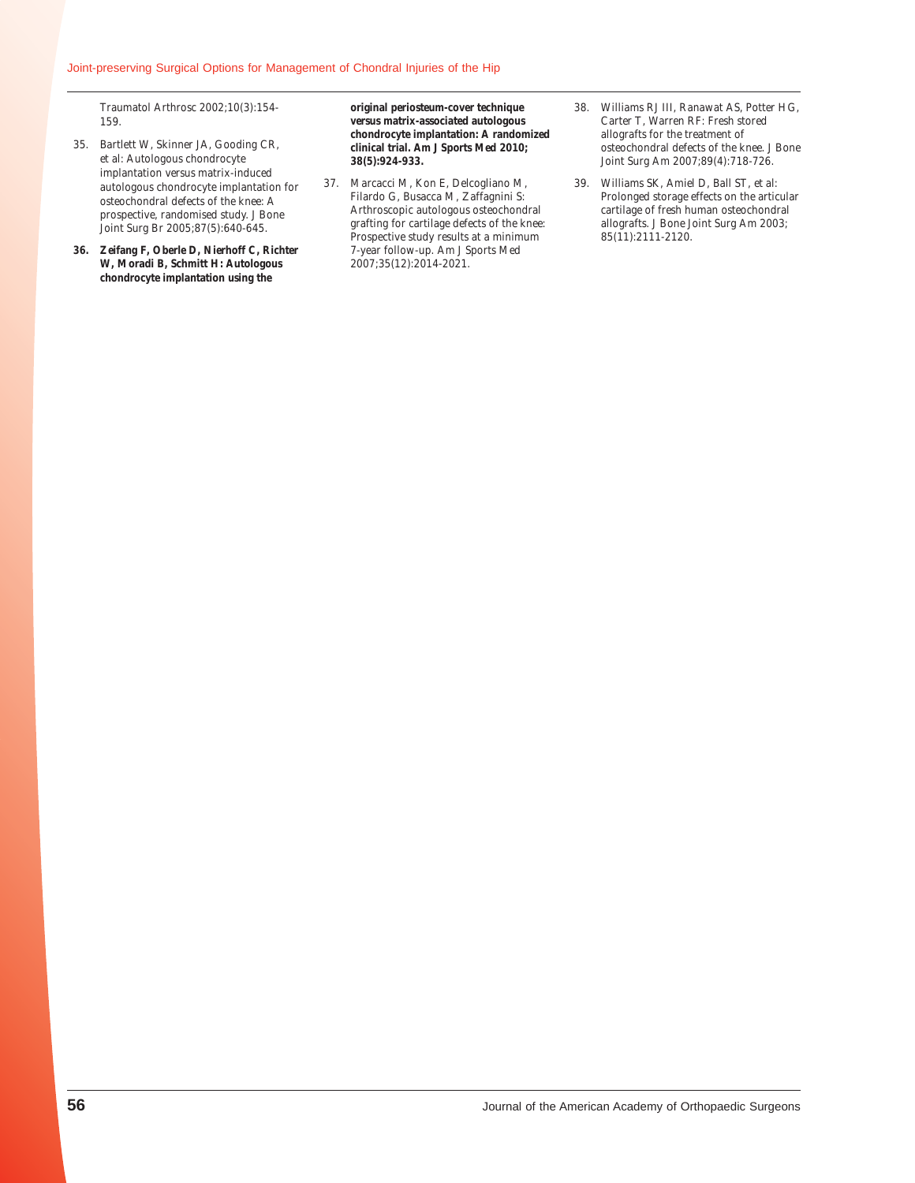Traumatol Arthrosc 2002;10(3):154-159.

35. Bartlett W, Skinner JA, Gooding CR, et al: Autologous chondrocyte implantation versus matrix-induced autologous chondrocyte implantation for osteochondral defects of the knee: A prospective, randomised study. J Bone Joint Surg Br 2005;87(5):640-645.

36. **Zeifang F, Oberle D, Nierhoff C, Richter W, Moradi B, Schmitt H: Autologous chondrocyte implantation using the original periosteum-cover technique versus matrix-associated autologous chondrocyte implantation: A randomized clinical trial. Am J Sports Med 2010; 38(5):924-933.**

37. Marcacci M, Kon E, Delcogliano M, Filardo G, Busacca M, Zaffagnini S: Arthroscopic autologous osteochondral grafting for cartilage defects of the knee: Prospective study results at a minimum 7-year follow-up. Am J Sports Med 2007;35(12):2014-2021.

38. Williams RJ III, Ranawat AS, Potter HG, Carter T, Warren RF: Fresh stored allografts for the treatment of osteochondral defects of the knee. J Bone Joint Surg Am 2007;89(4):718-726.

39. Williams SK, Amiel D, Ball ST, et al: Prolonged storage effects on the articular cartilage of fresh human osteochondral allografts. J Bone Joint Surg Am 2003; 85(11):2111-2120.